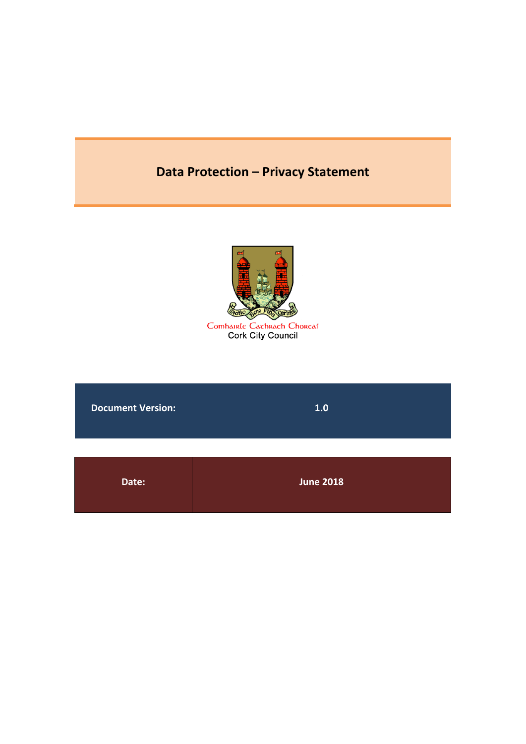# Data Protection – Privacy Statement

Comhairle Cathrach Chorcaí
Cork City Council

| Document Version: | 1.0 |
| --- | --- |
| Date: | June 2018 |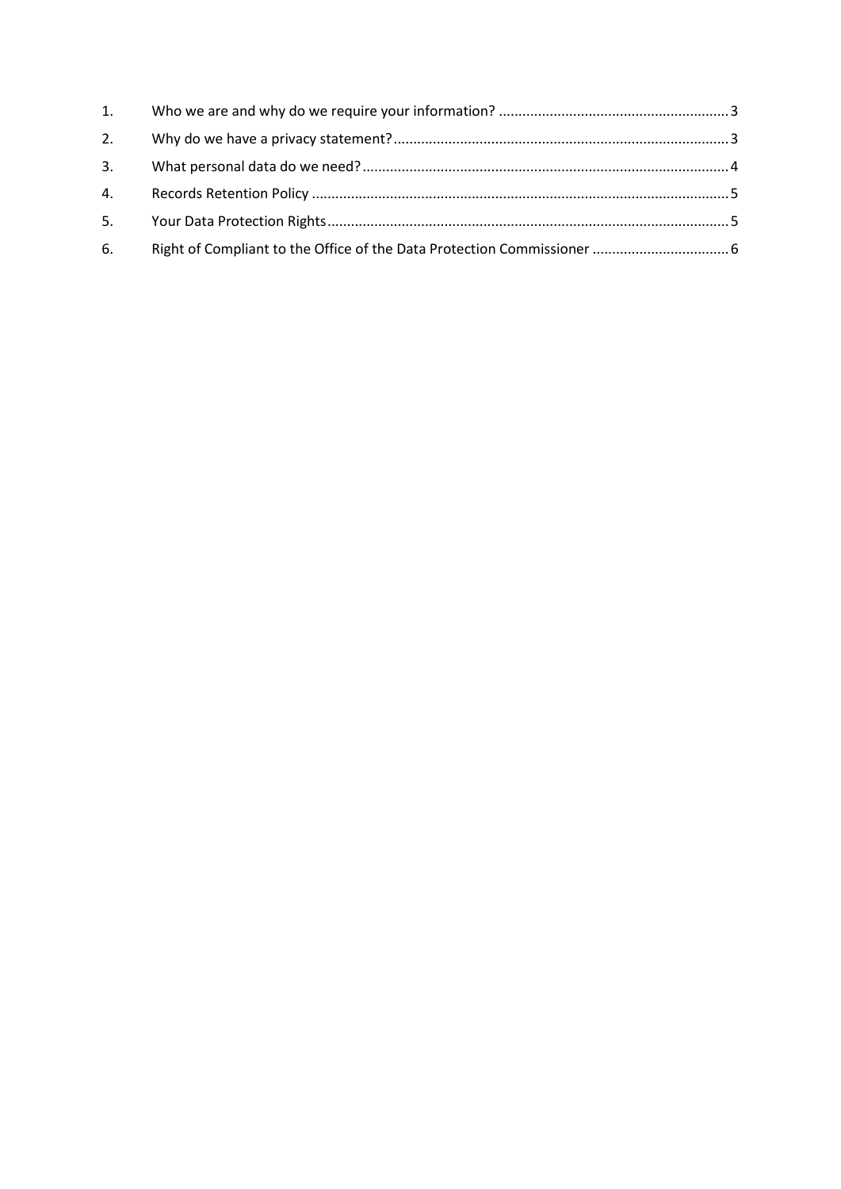1. Who we are and why do we require your information? .......................................................... 3
2. Why do we have a privacy statement? .......................................................... 3
3. What personal data do we need? .......................................................... 4
4. Records Retention Policy .......................................................... 5
5. Your Data Protection Rights .......................................................... 5
6. Right of Compliant to the Office of the Data Protection Commissioner .......................................................... 6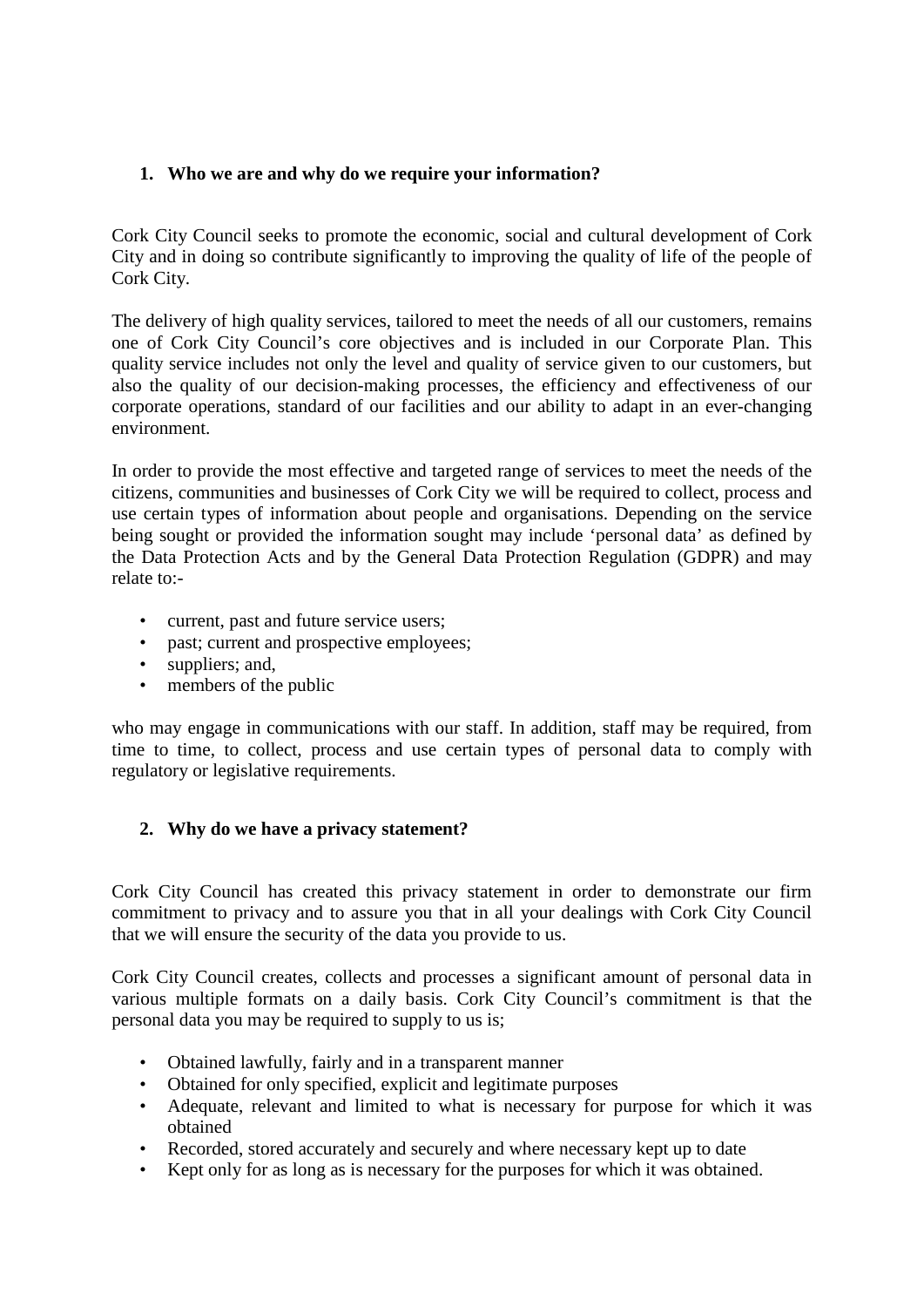## 1. Who we are and why do we require your information?

Cork City Council seeks to promote the economic, social and cultural development of Cork City and in doing so contribute significantly to improving the quality of life of the people of Cork City.

The delivery of high quality services, tailored to meet the needs of all our customers, remains one of Cork City Council's core objectives and is included in our Corporate Plan. This quality service includes not only the level and quality of service given to our customers, but also the quality of our decision-making processes, the efficiency and effectiveness of our corporate operations, standard of our facilities and our ability to adapt in an ever-changing environment.

In order to provide the most effective and targeted range of services to meet the needs of the citizens, communities and businesses of Cork City we will be required to collect, process and use certain types of information about people and organisations. Depending on the service being sought or provided the information sought may include 'personal data' as defined by the Data Protection Acts and by the General Data Protection Regulation (GDPR) and may relate to:-

- current, past and future service users;
- past; current and prospective employees;
- suppliers; and,
- members of the public

who may engage in communications with our staff. In addition, staff may be required, from time to time, to collect, process and use certain types of personal data to comply with regulatory or legislative requirements.

## 2. Why do we have a privacy statement?

Cork City Council has created this privacy statement in order to demonstrate our firm commitment to privacy and to assure you that in all your dealings with Cork City Council that we will ensure the security of the data you provide to us.

Cork City Council creates, collects and processes a significant amount of personal data in various multiple formats on a daily basis. Cork City Council's commitment is that the personal data you may be required to supply to us is;

- Obtained lawfully, fairly and in a transparent manner
- Obtained for only specified, explicit and legitimate purposes
- Adequate, relevant and limited to what is necessary for purpose for which it was obtained
- Recorded, stored accurately and securely and where necessary kept up to date
- Kept only for as long as is necessary for the purposes for which it was obtained.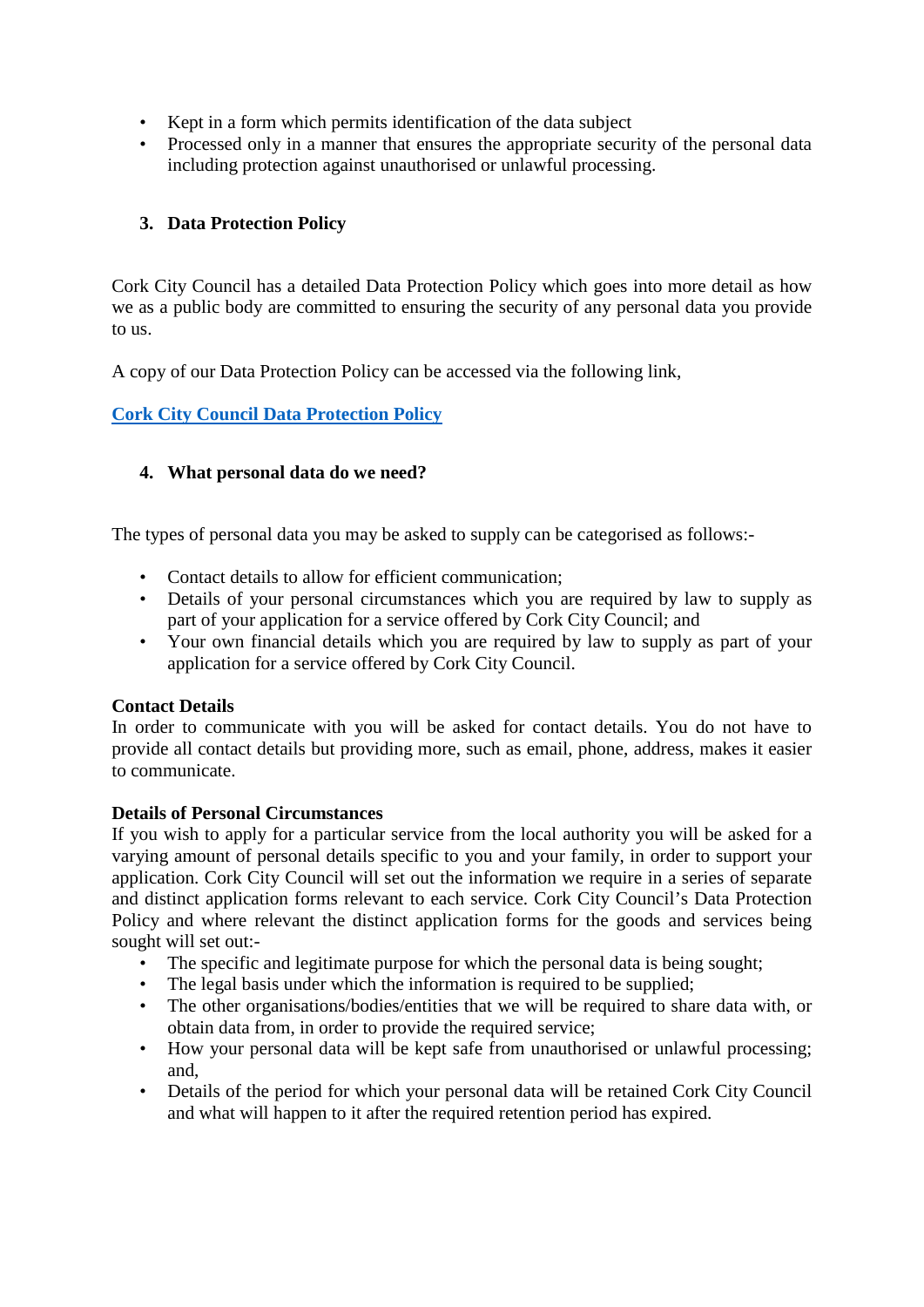- Kept in a form which permits identification of the data subject
- Processed only in a manner that ensures the appropriate security of the personal data including protection against unauthorised or unlawful processing.

## 3. Data Protection Policy

Cork City Council has a detailed Data Protection Policy which goes into more detail as how we as a public body are committed to ensuring the security of any personal data you provide to us.

A copy of our Data Protection Policy can be accessed via the following link,

**Cork City Council Data Protection Policy**

## 4. What personal data do we need?

The types of personal data you may be asked to supply can be categorised as follows:-

- Contact details to allow for efficient communication;
- Details of your personal circumstances which you are required by law to supply as part of your application for a service offered by Cork City Council; and
- Your own financial details which you are required by law to supply as part of your application for a service offered by Cork City Council.

**Contact Details**
In order to communicate with you will be asked for contact details. You do not have to provide all contact details but providing more, such as email, phone, address, makes it easier to communicate.

**Details of Personal Circumstances**
If you wish to apply for a particular service from the local authority you will be asked for a varying amount of personal details specific to you and your family, in order to support your application. Cork City Council will set out the information we require in a series of separate and distinct application forms relevant to each service. Cork City Council's Data Protection Policy and where relevant the distinct application forms for the goods and services being sought will set out:-

- The specific and legitimate purpose for which the personal data is being sought;
- The legal basis under which the information is required to be supplied;
- The other organisations/bodies/entities that we will be required to share data with, or obtain data from, in order to provide the required service;
- How your personal data will be kept safe from unauthorised or unlawful processing; and,
- Details of the period for which your personal data will be retained Cork City Council and what will happen to it after the required retention period has expired.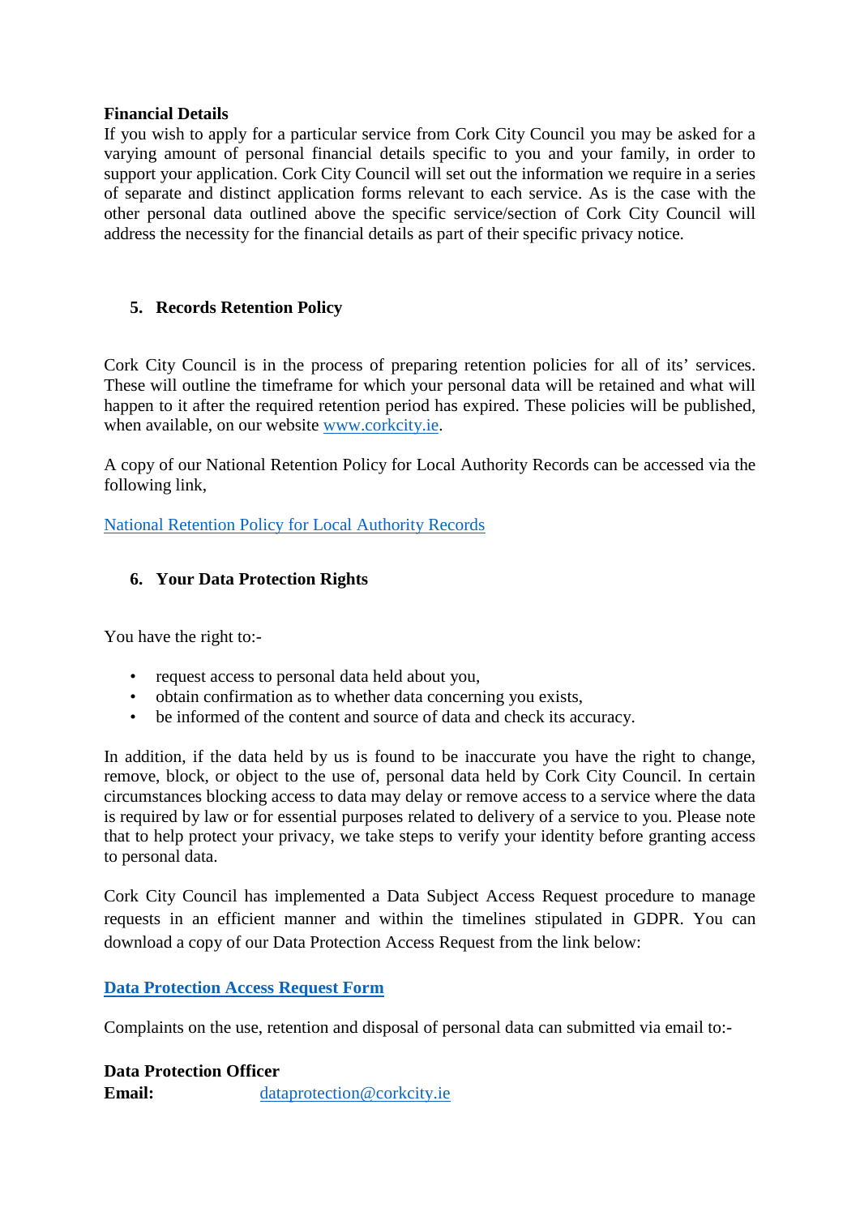**Financial Details**

If you wish to apply for a particular service from Cork City Council you may be asked for a varying amount of personal financial details specific to you and your family, in order to support your application. Cork City Council will set out the information we require in a series of separate and distinct application forms relevant to each service. As is the case with the other personal data outlined above the specific service/section of Cork City Council will address the necessity for the financial details as part of their specific privacy notice.

## 5. Records Retention Policy

Cork City Council is in the process of preparing retention policies for all of its' services. These will outline the timeframe for which your personal data will be retained and what will happen to it after the required retention period has expired. These policies will be published, when available, on our website www.corkcity.ie.

A copy of our National Retention Policy for Local Authority Records can be accessed via the following link,

National Retention Policy for Local Authority Records

## 6. Your Data Protection Rights

You have the right to:-

- request access to personal data held about you,
- obtain confirmation as to whether data concerning you exists,
- be informed of the content and source of data and check its accuracy.

In addition, if the data held by us is found to be inaccurate you have the right to change, remove, block, or object to the use of, personal data held by Cork City Council. In certain circumstances blocking access to data may delay or remove access to a service where the data is required by law or for essential purposes related to delivery of a service to you. Please note that to help protect your privacy, we take steps to verify your identity before granting access to personal data.

Cork City Council has implemented a Data Subject Access Request procedure to manage requests in an efficient manner and within the timelines stipulated in GDPR. You can download a copy of our Data Protection Access Request from the link below:

**Data Protection Access Request Form**

Complaints on the use, retention and disposal of personal data can submitted via email to:-

**Data Protection Officer**
**Email:** dataprotection@corkcity.ie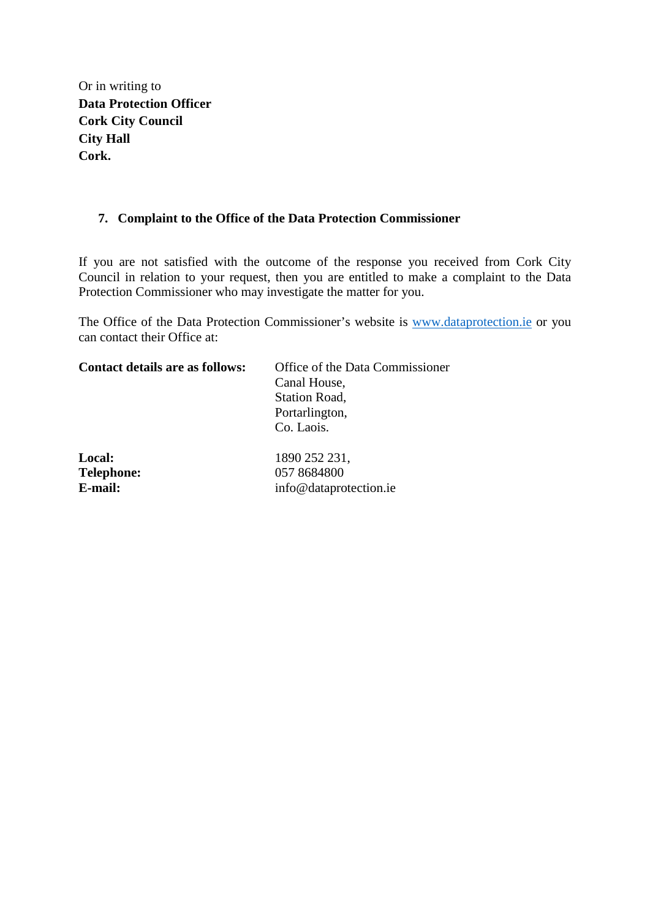Or in writing to
**Data Protection Officer**
**Cork City Council**
**City Hall**
**Cork.**

## 7. Complaint to the Office of the Data Protection Commissioner

If you are not satisfied with the outcome of the response you received from Cork City Council in relation to your request, then you are entitled to make a complaint to the Data Protection Commissioner who may investigate the matter for you.

The Office of the Data Protection Commissioner's website is www.dataprotection.ie or you can contact their Office at:

| | |
|---|---|
| **Contact details are as follows:** | Office of the Data Commissioner<br>Canal House,<br>Station Road,<br>Portarlington,<br>Co. Laois. |
| **Local:** | 1890 252 231, |
| **Telephone:** | 057 8684800 |
| **E-mail:** | info@dataprotection.ie |